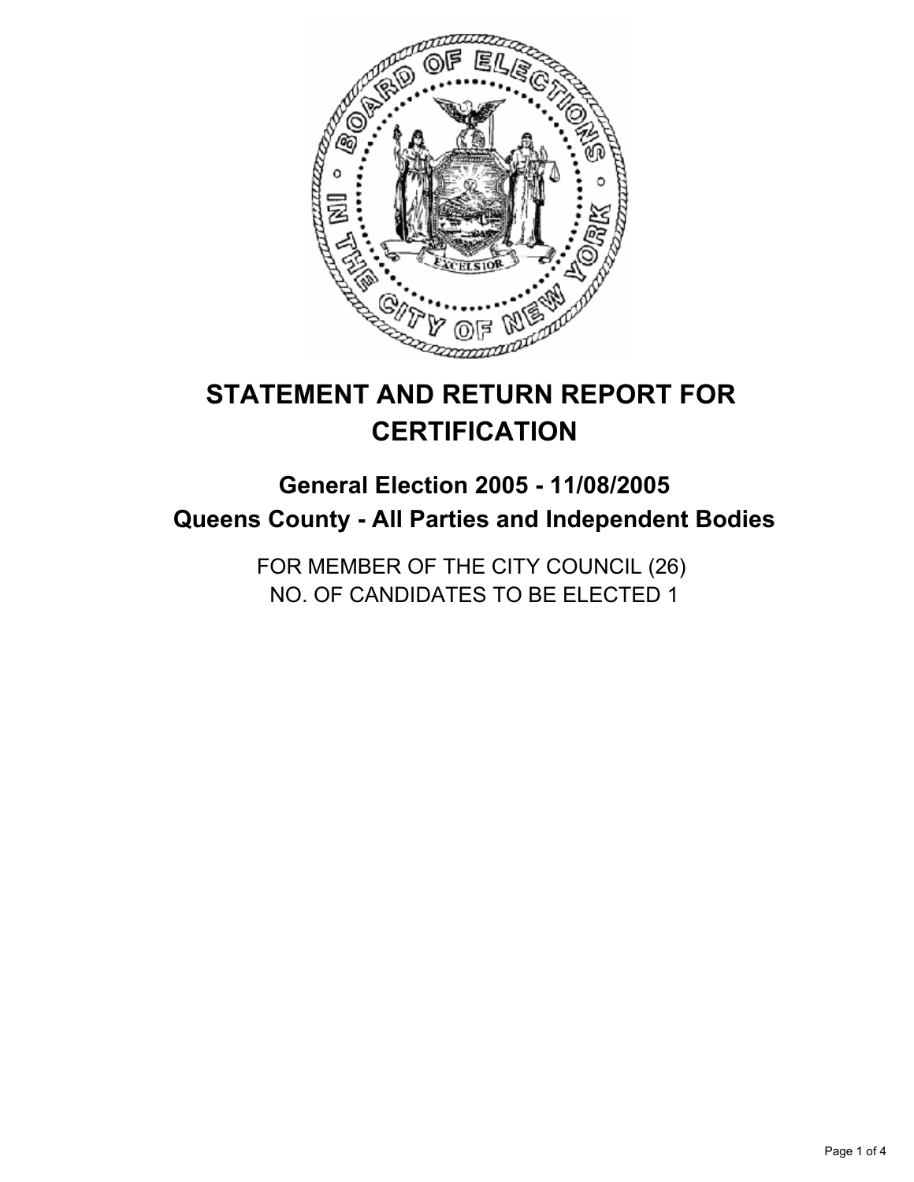# STATEMENT AND RETURN REPORT FOR CERTIFICATION

## General Election 2005 - 11/08/2005
## Queens County - All Parties and Independent Bodies

FOR MEMBER OF THE CITY COUNCIL (26)
NO. OF CANDIDATES TO BE ELECTED 1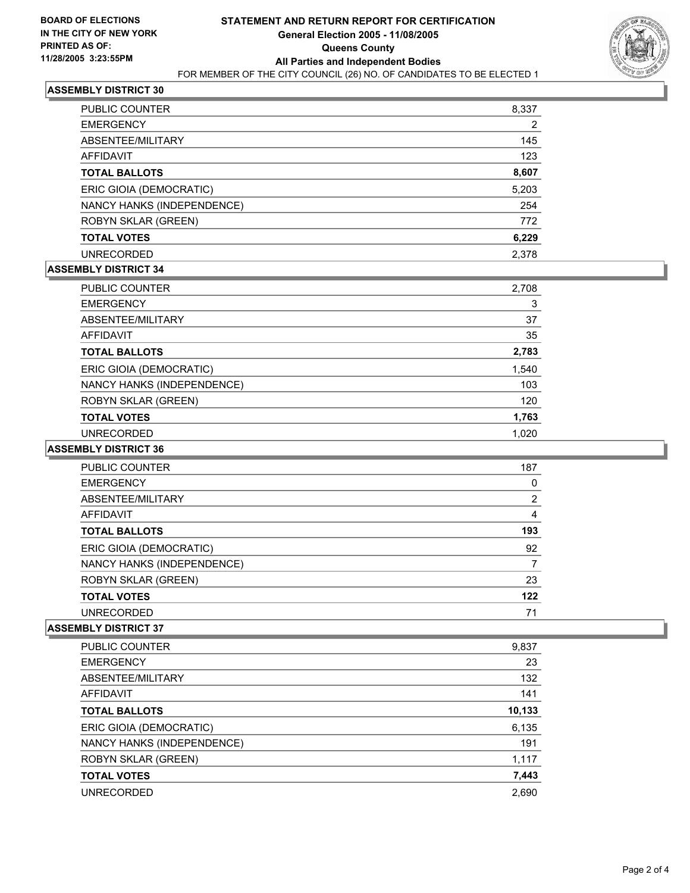**BOARD OF ELECTIONS**
**IN THE CITY OF NEW YORK**
**PRINTED AS OF:**
**11/28/2005 3:23:55PM**

# STATEMENT AND RETURN REPORT FOR CERTIFICATION
## General Election 2005 - 11/08/2005
## Queens County
## All Parties and Independent Bodies

FOR MEMBER OF THE CITY COUNCIL (26) NO. OF CANDIDATES TO BE ELECTED 1

### ASSEMBLY DISTRICT 30

| | |
|---|---|
| PUBLIC COUNTER | 8,337 |
| EMERGENCY | 2 |
| ABSENTEE/MILITARY | 145 |
| AFFIDAVIT | 123 |
| **TOTAL BALLOTS** | **8,607** |
| ERIC GIOIA (DEMOCRATIC) | 5,203 |
| NANCY HANKS (INDEPENDENCE) | 254 |
| ROBYN SKLAR (GREEN) | 772 |
| **TOTAL VOTES** | **6,229** |
| UNRECORDED | 2,378 |

### ASSEMBLY DISTRICT 34

| | |
|---|---|
| PUBLIC COUNTER | 2,708 |
| EMERGENCY | 3 |
| ABSENTEE/MILITARY | 37 |
| AFFIDAVIT | 35 |
| **TOTAL BALLOTS** | **2,783** |
| ERIC GIOIA (DEMOCRATIC) | 1,540 |
| NANCY HANKS (INDEPENDENCE) | 103 |
| ROBYN SKLAR (GREEN) | 120 |
| **TOTAL VOTES** | **1,763** |
| UNRECORDED | 1,020 |

### ASSEMBLY DISTRICT 36

| | |
|---|---|
| PUBLIC COUNTER | 187 |
| EMERGENCY | 0 |
| ABSENTEE/MILITARY | 2 |
| AFFIDAVIT | 4 |
| **TOTAL BALLOTS** | **193** |
| ERIC GIOIA (DEMOCRATIC) | 92 |
| NANCY HANKS (INDEPENDENCE) | 7 |
| ROBYN SKLAR (GREEN) | 23 |
| **TOTAL VOTES** | **122** |
| UNRECORDED | 71 |

### ASSEMBLY DISTRICT 37

| | |
|---|---|
| PUBLIC COUNTER | 9,837 |
| EMERGENCY | 23 |
| ABSENTEE/MILITARY | 132 |
| AFFIDAVIT | 141 |
| **TOTAL BALLOTS** | **10,133** |
| ERIC GIOIA (DEMOCRATIC) | 6,135 |
| NANCY HANKS (INDEPENDENCE) | 191 |
| ROBYN SKLAR (GREEN) | 1,117 |
| **TOTAL VOTES** | **7,443** |
| UNRECORDED | 2,690 |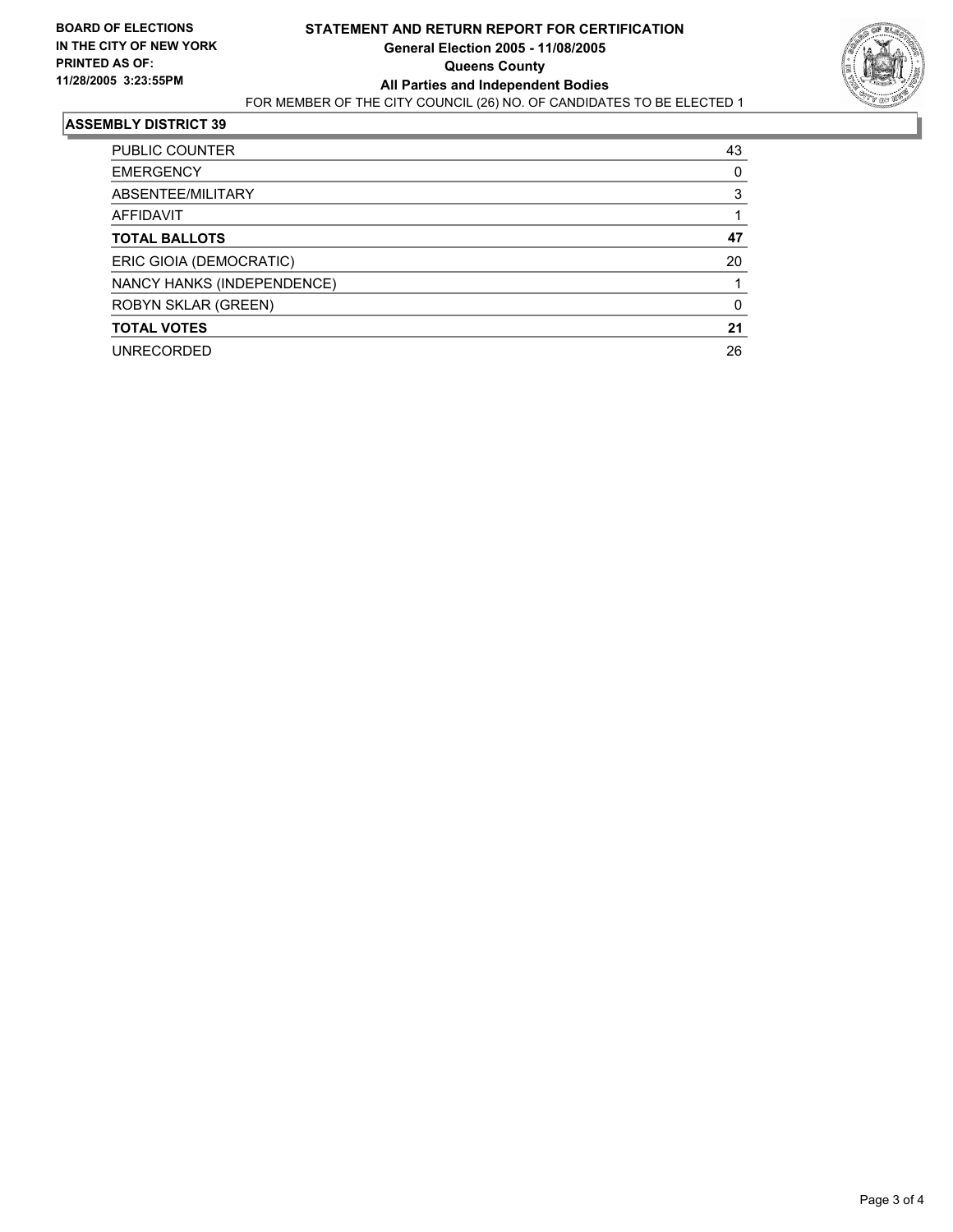**BOARD OF ELECTIONS IN THE CITY OF NEW YORK**
**PRINTED AS OF: 11/28/2005 3:23:55PM**

# STATEMENT AND RETURN REPORT FOR CERTIFICATION
## General Election 2005 - 11/08/2005
## Queens County
## All Parties and Independent Bodies

FOR MEMBER OF THE CITY COUNCIL (26) NO. OF CANDIDATES TO BE ELECTED 1

### ASSEMBLY DISTRICT 39

| | |
|---|---|
| PUBLIC COUNTER | 43 |
| EMERGENCY | 0 |
| ABSENTEE/MILITARY | 3 |
| AFFIDAVIT | 1 |
| **TOTAL BALLOTS** | **47** |
| ERIC GIOIA (DEMOCRATIC) | 20 |
| NANCY HANKS (INDEPENDENCE) | 1 |
| ROBYN SKLAR (GREEN) | 0 |
| **TOTAL VOTES** | **21** |
| UNRECORDED | 26 |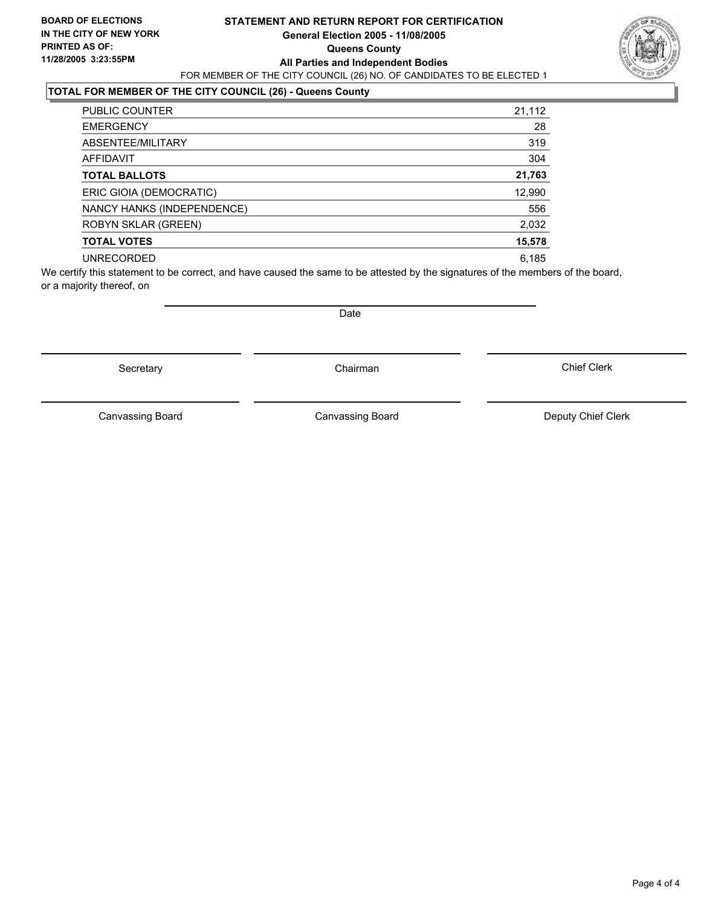**BOARD OF ELECTIONS IN THE CITY OF NEW YORK PRINTED AS OF: 11/28/2005 3:23:55PM**

**STATEMENT AND RETURN REPORT FOR CERTIFICATION**
**General Election 2005 - 11/08/2005**
**Queens County**
**All Parties and Independent Bodies**
FOR MEMBER OF THE CITY COUNCIL (26) NO. OF CANDIDATES TO BE ELECTED 1

**TOTAL FOR MEMBER OF THE CITY COUNCIL (26) - Queens County**

| | |
|---|---|
| PUBLIC COUNTER | 21,112 |
| EMERGENCY | 28 |
| ABSENTEE/MILITARY | 319 |
| AFFIDAVIT | 304 |
| **TOTAL BALLOTS** | **21,763** |
| ERIC GIOIA (DEMOCRATIC) | 12,990 |
| NANCY HANKS (INDEPENDENCE) | 556 |
| ROBYN SKLAR (GREEN) | 2,032 |
| **TOTAL VOTES** | **15,578** |
| UNRECORDED | 6,185 |

We certify this statement to be correct, and have caused the same to be attested by the signatures of the members of the board, or a majority thereof, on

Date

Secretary

Chairman

Chief Clerk

Canvassing Board

Canvassing Board

Deputy Chief Clerk